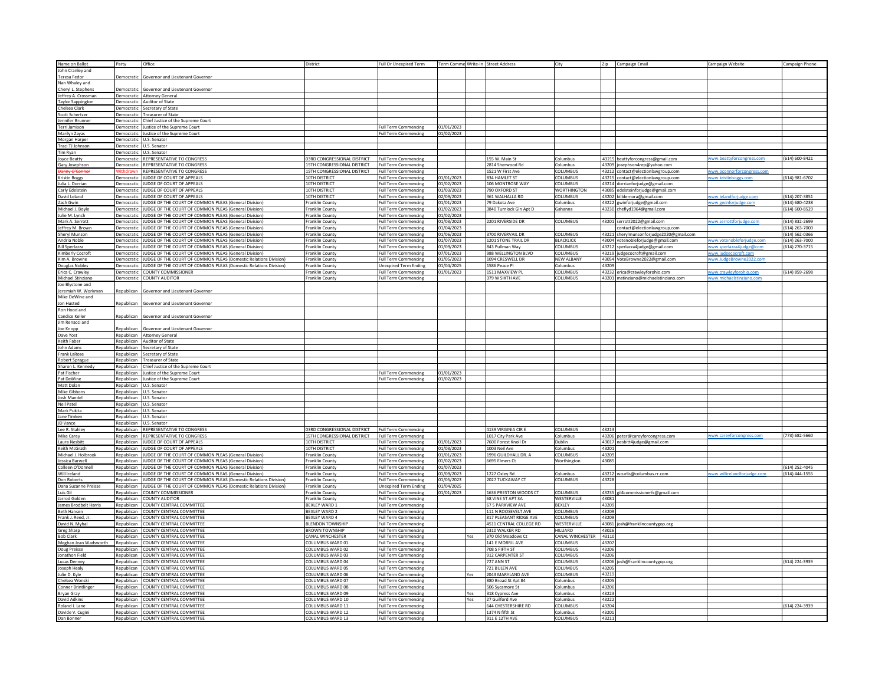| Name on Ballot | Party | Office | District | Full Or Unexpired Term | Term Comme | Write-In | Street Address | City | Zip | Campaign Email | Campaign Website | Campaign Phone |
|---|---|---|---|---|---|---|---|---|---|---|---|---|
| John Cranley and Teresa Fedor | Democratic | Governor and Lieutenant Governor | | | | | | | | | | |
| Nan Whaley and Cheryl L. Stephens | Democratic | Governor and Lieutenant Governor | | | | | | | | | | |
| Jeffrey A. Crossman | Democratic | Attorney General | | | | | | | | | | |
| Taylor Sappington | Democratic | Auditor of State | | | | | | | | | | |
| Chelsea Clark | Democratic | Secretary of State | | | | | | | | | | |
| Scott Schertzer | Democratic | Treasurer of State | | | | | | | | | | |
| Jennifer Brunner | Democratic | Chief Justice of the Supreme Court | | | | | | | | | | |
| Terri Jamison | Democratic | Justice of the Supreme Court | | Full Term Commencing | 01/01/2023 | | | | | | | |
| Marilyn Zayas | Democratic | Justice of the Supreme Court | | Full Term Commencing | 01/02/2023 | | | | | | | |
| Morgan Harper | Democratic | U.S. Senator | | | | | | | | | | |
| Traci TJ Johnson | Democratic | U.S. Senator | | | | | | | | | | |
| Tim Ryan | Democratic | U.S. Senator | | | | | | | | | | |
| Joyce Beatty | Democratic | REPRESENTATIVE TO CONGRESS | 03RD CONGRESSIONAL DISTRICT | Full Term Commencing | | | 155 W. Main St | Columbus | 43215 | beattyforcongress@gmail.com | www.beattyforcongress.com | (614) 600-8421 |
| Gary Josephson | Democratic | REPRESENTATIVE TO CONGRESS | 15TH CONGRESSIONAL DISTRICT | Full Term Commencing | | | 2814 Sherwood Rd | Columbus | 43209 | josephson4rep@yahoo.com | | |
| Danny O'Connor | Withdrawn | REPRESENTATIVE TO CONGRESS | 15TH CONGRESSIONAL DISTRICT | Full Term Commencing | | | 1521 W First Ave | COLUMBUS | 43212 | contact@electionlawgroup.com | www.oconnorforcongress.com | |
| Kristin Boggs | Democratic | JUDGE OF COURT OF APPEALS | 10TH DISTRICT | Full Term Commencing | 01/01/2023 | | 834 HAMLET ST | COLUMBUS | 43215 | contact@electionlawgroup.com | www.kristinboggs.com | (614) 981-6702 |
| Julia L. Dorrian | Democratic | JUDGE OF COURT OF APPEALS | 10TH DISTRICT | Full Term Commencing | 01/02/2023 | | 106 MONTROSE WAY | COLUMBUS | 43214 | dorrianforjudge@gmail.com | | |
| Carly Edelstein | Democratic | JUDGE OF COURT OF APPEALS | 10TH DISTRICT | Full Term Commencing | 01/03/2023 | | 790 OXFORD ST | WORTHINGTON | 43085 | edelsteinforjudge@gmail.com | | |
| David Leland | Democratic | JUDGE OF COURT OF APPEALS | 10TH DISTRICT | Full Term Commencing | 02/09/2023 | | 361 WALHALLA RD | COLUMBUS | 43202 | billdemora@gmail.com | www.lelandforjudge.com | (614) 207-3851 |
| Zach Gwin | Democratic | JUDGE OF THE COURT OF COMMON PLEAS (General Division) | Franklin County | Full Term Commencing | 01/01/2023 | | 79 Dakota Ave | Columbus | 43222 | gwinforjudge@gmail.com | www.gwinforjudge.com | (614) 680-4238 |
| Michael J. Boyle | Democratic | JUDGE OF THE COURT OF COMMON PLEAS (General Division) | Franklin County | Full Term Commencing | 01/02/2023 | | 3840 Turnlock Gln Apt D | Gahanna | 43230 | cheflyd1964@gmail.com | | (614) 600-8529 |
| Julie M. Lynch | Democratic | JUDGE OF THE COURT OF COMMON PLEAS (General Division) | Franklin County | Full Term Commencing | 01/02/2023 | | | | | | | |
| Mark A. Serrott | Democratic | JUDGE OF THE COURT OF COMMON PLEAS (General Division) | Franklin County | Full Term Commencing | 01/03/2023 | | 2201 RIVERSIDE DR | COLUMBUS | 43201 | serrott2022@gmail.com | www.serrottforjudge.com | (614) 832-2699 |
| Jeffrey M. Brown | Democratic | JUDGE OF THE COURT OF COMMON PLEAS (General Division) | Franklin County | Full Term Commencing | 01/04/2023 | | | | | contact@electionlawgroup.com | | (614) 263-7000 |
| Sheryl Munson | Democratic | JUDGE OF THE COURT OF COMMON PLEAS (General Division) | Franklin County | Full Term Commencing | 01/06/2023 | | 3700 RIVERVAIL DR | COLUMBUS | 43221 | sherylmunsonforjudge2020@gmail.com | | (614) 562-0366 |
| Andria Noble | Democratic | JUDGE OF THE COURT OF COMMON PLEAS (General Division) | Franklin County | Full Term Commencing | 01/07/2023 | | 1201 STONE TRAIL DR | BLACKLICK | 43004 | votenobleforjudge@gmail.com | www.votenobleforjudge.com | (614) 263-7000 |
| Bill Sperlazza | Democratic | JUDGE OF THE COURT OF COMMON PLEAS (General Division) | Franklin County | Full Term Commencing | 01/09/2023 | | 843 Pullman Way | COLUMBUS | 43212 | sperlazza4judge@gmail.com | www.sperlazza4judge.com | (614) 270-3715 |
| Kimberly Cocroft | Democratic | JUDGE OF THE COURT OF COMMON PLEAS (General Division) | Franklin County | Full Term Commencing | 07/01/2023 | | 988 WELLINGTON BLVD | COLUMBUS | 43219 | judgecocroft@gmail.com | www.judgecocroft.com | |
| Kim A. Browne | Democratic | JUDGE OF THE COURT OF COMMON PLEAS (Domestic Relations Division) | Franklin County | Full Term Commencing | 01/05/2023 | | 1094 CRESWELL DR | NEW ALBANY | 43054 | VoteBrowne2022@gmail.com | www.JudgeBrowne2022.com | |
| Douglas Nobles | Democratic | JUDGE OF THE COURT OF COMMON PLEAS (Domestic Relations Division) | Franklin County | Unexpired Term Ending | 01/04/2025 | | 1586 Peace Pl | Columbus | 43209 | | | |
| Erica C. Crawley | Democratic | COUNTY COMMISSIONER | Franklin County | Full Term Commencing | 01/01/2023 | | 1511 MAXVIEW PL | COLUMBUS | 43232 | erica@crawleyforohio.com | www.crawleyforohio.com | (614) 859-2698 |
| Michael Stinziano | Democratic | COUNTY AUDITOR | Franklin County | Full Term Commencing | | | 379 W SIXTH AVE | COLUMBUS | 43201 | mstinziano@michaelstinziano.com | www.michaelstinziano.com | |
| Joe Blystone and Jeremiah W. Workman | Republican | Governor and Lieutenant Governor | | | | | | | | | | |
| Mike DeWine and Jon Husted | Republican | Governor and Lieutenant Governor | | | | | | | | | | |
| Ron Hood and Candice Keller | Republican | Governor and Lieutenant Governor | | | | | | | | | | |
| Jim Renacci and Joe Knopp | Republican | Governor and Lieutenant Governor | | | | | | | | | | |
| Dave Yost | Republican | Attorney General | | | | | | | | | | |
| Keith Faber | Republican | Auditor of State | | | | | | | | | | |
| John Adams | Republican | Secretary of State | | | | | | | | | | |
| Frank LaRose | Republican | Secretary of State | | | | | | | | | | |
| Robert Sprague | Republican | Treasurer of State | | | | | | | | | | |
| Sharon L. Kennedy | Republican | Chief Justice of the Supreme Court | | | | | | | | | | |
| Pat Fischer | Republican | Justice of the Supreme Court | | Full Term Commencing | 01/01/2023 | | | | | | | |
| Pat DeWine | Republican | Justice of the Supreme Court | | Full Term Commencing | 01/02/2023 | | | | | | | |
| Matt Dolan | Republican | U.S. Senator | | | | | | | | | | |
| Mike Gibbons | Republican | U.S. Senator | | | | | | | | | | |
| Josh Mandel | Republican | U.S. Senator | | | | | | | | | | |
| Neil Patel | Republican | U.S. Senator | | | | | | | | | | |
| Mark Pukita | Republican | U.S. Senator | | | | | | | | | | |
| Jane Timken | Republican | U.S. Senator | | | | | | | | | | |
| JD Vance | Republican | U.S. Senator | | | | | | | | | | |
| Lee R. Stahley | Republican | REPRESENTATIVE TO CONGRESS | 03RD CONGRESSIONAL DISTRICT | Full Term Commencing | | | 4139 VIRGINIA CIR E | COLUMBUS | 43213 | | | |
| Mike Carey | Republican | REPRESENTATIVE TO CONGRESS | 15TH CONGRESSIONAL DISTRICT | Full Term Commencing | | | 1017 City Park Ave | Columbus | 43206 | peter@careyforcongress.com | www.careyforcongress.com | (773) 682-5660 |
| Laura Nesbitt | Republican | JUDGE OF COURT OF APPEALS | 10TH DISTRICT | Full Term Commencing | 01/01/2023 | | 7600 Forest Knoll Dr | Dublin | 43017 | nesbitt4judge@gmail.com | | |
| Keith McGrath | Republican | JUDGE OF COURT OF APPEALS | 10TH DISTRICT | Full Term Commencing | 01/03/2023 | | 1003 Neil Ave | Columbus | 43201 | | | |
| Michael J. Holbrook | Republican | JUDGE OF THE COURT OF COMMON PLEAS (General Division) | Franklin County | Full Term Commencing | 01/01/2023 | | 1996 GUILDHALL DR. A | COLUMBUS | 43209 | | | |
| Jessica Barwell | Republican | JUDGE OF THE COURT OF COMMON PLEAS (General Division) | Franklin County | Full Term Commencing | 01/02/2023 | | 6695 Elmers Ct | Worthington | 43085 | | | |
| Colleen O'Donnell | Republican | JUDGE OF THE COURT OF COMMON PLEAS (General Division) | Franklin County | Full Term Commencing | 01/07/2023 | | | | | | | (614) 252-4045 |
| Will Ireland | Republican | JUDGE OF THE COURT OF COMMON PLEAS (General Division) | Franklin County | Full Term Commencing | 01/09/2023 | | 1227 Oxley Rd | Columbus | 43212 | wcurlis@columbus.rr.com | www.willirelandforjudge.com | (614) 444-1555 |
| Don Roberts | Republican | JUDGE OF THE COURT OF COMMON PLEAS (Domestic Relations Division) | Franklin County | Full Term Commencing | 01/05/2023 | | 2027 TUCKAWAY CT | COLUMBUS | 43228 | | | |
| Dana Suzanne Preisse | Republican | JUDGE OF THE COURT OF COMMON PLEAS (Domestic Relations Division) | Franklin County | Unexpired Term Ending | 01/04/2025 | | | | | | | |
| Luis Gil | Republican | COUNTY COMMISSIONER | Franklin County | Full Term Commencing | 01/01/2023 | | 1636 PRESTON WOODS CT | COLUMBUS | 43235 | gil4commissionerfc@gmail.com | | |
| Jarrod Golden | Republican | COUNTY AUDITOR | Franklin County | Full Term Commencing | | | 68 VINE ST APT 3A | WESTERVILLE | 43081 | | | |
| James Brodbelt Harris | Republican | COUNTY CENTRAL COMMITTEE | BEXLEY WARD 1 | Full Term Commencing | | | 67 S PARKVIEW AVE | BEXLEY | 43209 | | | |
| Beth Hansen | Republican | COUNTY CENTRAL COMMITTEE | BEXLEY WARD 2 | Full Term Commencing | | | 111 N ROOSEVELT AVE | COLUMBUS | 43209 | | | |
| Frank J. Reed, Jr. | Republican | COUNTY CENTRAL COMMITTEE | BEXLEY WARD 4 | Full Term Commencing | | | 817 PLEASANT RIDGE AVE | COLUMBUS | 43209 | | | |
| David N. Myhal | Republican | COUNTY CENTRAL COMMITTEE | BLENDON TOWNSHIP | Full Term Commencing | | | 4511 CENTRAL COLLEGE RD | WESTERVILLE | 43081 | josh@franklincountygop.org | | |
| Greg Sharp | Republican | COUNTY CENTRAL COMMITTEE | BROWN TOWNSHIP | Full Term Commencing | | | 2310 WALKER RD | HILLIARD | 43026 | | | |
| Bob Clark | Republican | COUNTY CENTRAL COMMITTEE | CANAL WINCHESTER | Full Term Commencing | | Yes | 370 Old Meadows Ct | CANAL WINCHESTER | 43110 | | | |
| Meghan Jean Wadsworth | Republican | COUNTY CENTRAL COMMITTEE | COLUMBUS WARD 01 | Full Term Commencing | | | 141 E MORRIL AVE | COLUMBUS | 43207 | | | |
| Doug Preisse | Republican | COUNTY CENTRAL COMMITTEE | COLUMBUS WARD 02 | Full Term Commencing | | | 708 S FIFTH ST | COLUMBUS | 43206 | | | |
| Jonathon Field | Republican | COUNTY CENTRAL COMMITTEE | COLUMBUS WARD 03 | Full Term Commencing | | | 912 CARPENTER ST | COLUMBUS | 43206 | | | |
| Lucas Denney | Republican | COUNTY CENTRAL COMMITTEE | COLUMBUS WARD 04 | Full Term Commencing | | | 727 ANN ST | COLUMBUS | 43206 | josh@franklincountygop.org | | (614) 224-3939 |
| Joseph Healy | Republican | COUNTY CENTRAL COMMITTEE | COLUMBUS WARD 05 | Full Term Commencing | | | 721 BULEN AVE | COLUMBUS | 43205 | | | |
| Julie D. Kyle | Republican | COUNTY CENTRAL COMMITTEE | COLUMBUS WARD 06 | Full Term Commencing | | Yes | 2043 MARYLAND AVE | COLUMBUS | 43219 | | | |
| Chelsea Wonski | Republican | COUNTY CENTRAL COMMITTEE | COLUMBUS WARD 07 | Full Term Commencing | | | 880 Broad St Apt 84 | Columbus | 43205 | | | |
| Conner Brintlinger | Republican | COUNTY CENTRAL COMMITTEE | COLUMBUS WARD 08 | Full Term Commencing | | | 506 Sycamore St | Columbus | 43206 | | | |
| Bryan Gray | Republican | COUNTY CENTRAL COMMITTEE | COLUMBUS WARD 09 | Full Term Commencing | | Yes | 318 Cypress Ave | Columbus | 43223 | | | |
| David Adkins | Republican | COUNTY CENTRAL COMMITTEE | COLUMBUS WARD 10 | Full Term Commencing | | Yes | 27 Guilford Ave | Columbus | 43222 | | | |
| Roland I. Lane | Republican | COUNTY CENTRAL COMMITTEE | COLUMBUS WARD 11 | Full Term Commencing | | | 644 CHESTERSHIRE RD | COLUMBUS | 43204 | | | (614) 224-3939 |
| Davide V. Cugini | Republican | COUNTY CENTRAL COMMITTEE | COLUMBUS WARD 12 | Full Term Commencing | | | 1374 N fifth St | Columbus | 43201 | | | |
| Dan Bonner | Republican | COUNTY CENTRAL COMMITTEE | COLUMBUS WARD 13 | Full Term Commencing | | | 911 E 12TH AVE | COLUMBUS | 43211 | | | |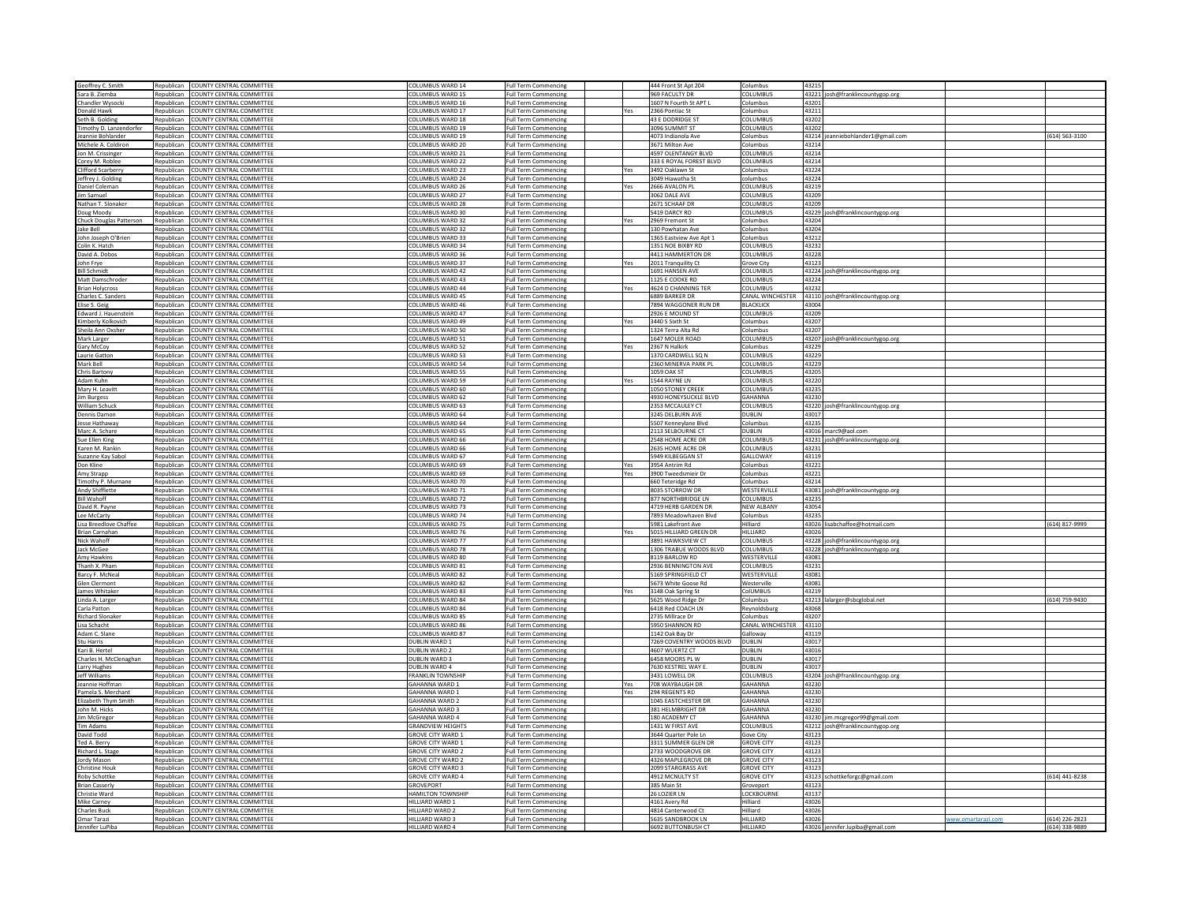| | | | | | | | | | | | | |
|---|---|---|---|---|---|---|---|---|---|---|---|---|
| Geoffrey C. Smith | Republican | COUNTY CENTRAL COMMITTEE | COLUMBUS WARD 14 | Full Term Commencing | | | 444 Front St Apt 204 | Columbus | 43215 | | | |
| Sara B. Ziemba | Republican | COUNTY CENTRAL COMMITTEE | COLUMBUS WARD 15 | Full Term Commencing | | | 969 FACULTY DR | COLUMBUS | 43221 | josh@franklincountygop.org | | |
| Chandler Wysocki | Republican | COUNTY CENTRAL COMMITTEE | COLUMBUS WARD 16 | Full Term Commencing | | | 1607 N Fourth St APT L | Columbus | 43201 | | | |
| Donald Hawk | Republican | COUNTY CENTRAL COMMITTEE | COLUMBUS WARD 17 | Full Term Commencing | | Yes | 2366 Pontiac St | Columbus | 43211 | | | |
| Seth B. Golding | Republican | COUNTY CENTRAL COMMITTEE | COLUMBUS WARD 18 | Full Term Commencing | | | 43 E DODRIDGE ST | COLUMBUS | 43202 | | | |
| Timothy D. Lanzendorfer | Republican | COUNTY CENTRAL COMMITTEE | COLUMBUS WARD 19 | Full Term Commencing | | | 3096 SUMMIT ST | COLUMBUS | 43202 | | | |
| Jeannie Bohlander | Republican | COUNTY CENTRAL COMMITTEE | COLUMBUS WARD 19 | Full Term Commencing | | | 4073 Indianola Ave | Columbus | 43214 | jeanniebohlander1@gmail.com | | (614) 563-3100 |
| Michele A. Coldiron | Republican | COUNTY CENTRAL COMMITTEE | COLUMBUS WARD 20 | Full Term Commencing | | | 3671 Milton Ave | Columbus | 43214 | | | |
| Jon M. Crissinger | Republican | COUNTY CENTRAL COMMITTEE | COLUMBUS WARD 21 | Full Term Commencing | | | 4597 OLENTANGY BLVD | COLUMBUS | 43214 | | | |
| Corey M. Roblee | Republican | COUNTY CENTRAL COMMITTEE | COLUMBUS WARD 22 | Full Term Commencing | | | 333 E ROYAL FOREST BLVD | COLUMBUS | 43214 | | | |
| Clifford Scarberry | Republican | COUNTY CENTRAL COMMITTEE | COLUMBUS WARD 23 | Full Term Commencing | | Yes | 3492 Oaklawn St | Columbus | 43224 | | | |
| Jeffrey J. Golding | Republican | COUNTY CENTRAL COMMITTEE | COLUMBUS WARD 24 | Full Term Commencing | | | 3049 Hiawatha St | columbus | 43224 | | | |
| Daniel Coleman | Republican | COUNTY CENTRAL COMMITTEE | COLUMBUS WARD 26 | Full Term Commencing | | Yes | 2666 AVALON PL | COLUMBUS | 43219 | | | |
| Jim Samuel | Republican | COUNTY CENTRAL COMMITTEE | COLUMBUS WARD 27 | Full Term Commencing | | | 3062 DALE AVE | COLUMBUS | 43209 | | | |
| Nathan T. Slonaker | Republican | COUNTY CENTRAL COMMITTEE | COLUMBUS WARD 28 | Full Term Commencing | | | 2671 SCHAAF DR | COLUMBUS | 43209 | | | |
| Doug Moody | Republican | COUNTY CENTRAL COMMITTEE | COLUMBUS WARD 30 | Full Term Commencing | | | 5419 DARCY RD | COLUMBUS | 43229 | josh@franklincountygop.org | | |
| Chuck Douglas Patterson | Republican | COUNTY CENTRAL COMMITTEE | COLUMBUS WARD 32 | Full Term Commencing | | Yes | 2969 Fremont St | Columbus | 43204 | | | |
| Jake Bell | Republican | COUNTY CENTRAL COMMITTEE | COLUMBUS WARD 32 | Full Term Commencing | | | 130 Powhatan Ave | Columbus | 43204 | | | |
| John Joseph O'Brien | Republican | COUNTY CENTRAL COMMITTEE | COLUMBUS WARD 33 | Full Term Commencing | | | 1365 Eastview Ave Apt 1 | Columbus | 43212 | | | |
| Colin K. Hatch | Republican | COUNTY CENTRAL COMMITTEE | COLUMBUS WARD 34 | Full Term Commencing | | | 1351 NOE BIXBY RD | COLUMBUS | 43232 | | | |
| David A. Dobos | Republican | COUNTY CENTRAL COMMITTEE | COLUMBUS WARD 36 | Full Term Commencing | | | 4411 HAMMERTON DR | COLUMBUS | 43228 | | | |
| John Frye | Republican | COUNTY CENTRAL COMMITTEE | COLUMBUS WARD 37 | Full Term Commencing | | Yes | 2011 Tranquility Ct | Grove City | 43123 | | | |
| Bill Schmidt | Republican | COUNTY CENTRAL COMMITTEE | COLUMBUS WARD 42 | Full Term Commencing | | | 1691 HANSEN AVE | COLUMBUS | 43224 | josh@franklincountygop.org | | |
| Matt Damschroder | Republican | COUNTY CENTRAL COMMITTEE | COLUMBUS WARD 43 | Full Term Commencing | | | 1125 E COOKE RD | COLUMBUS | 43224 | | | |
| Brian Holycross | Republican | COUNTY CENTRAL COMMITTEE | COLUMBUS WARD 44 | Full Term Commencing | | Yes | 4624 D CHANNING TER | COLUMBUS | 43232 | | | |
| Charles C. Sanders | Republican | COUNTY CENTRAL COMMITTEE | COLUMBUS WARD 45 | Full Term Commencing | | | 6889 BARKER DR | CANAL WINCHESTER | 43110 | josh@franklincountygop.org | | |
| Elise S. Geig | Republican | COUNTY CENTRAL COMMITTEE | COLUMBUS WARD 46 | Full Term Commencing | | | 7894 WAGGONER RUN DR | BLACKLICK | 43004 | | | |
| Edward J. Hauenstein | Republican | COUNTY CENTRAL COMMITTEE | COLUMBUS WARD 47 | Full Term Commencing | | | 2926 E MOUND ST | COLUMBUS | 43209 | | | |
| Kimberly Kolkovich | Republican | COUNTY CENTRAL COMMITTEE | COLUMBUS WARD 49 | Full Term Commencing | | Yes | 3440 S Sixth St | Columbus | 43207 | | | |
| Sheila Ann Oxsher | Republican | COUNTY CENTRAL COMMITTEE | COLUMBUS WARD 50 | Full Term Commencing | | | 1324 Terra Alta Rd | Columbus | 43207 | | | |
| Mark Larger | Republican | COUNTY CENTRAL COMMITTEE | COLUMBUS WARD 51 | Full Term Commencing | | | 1647 MOLER ROAD | COLUMBUS | 43207 | josh@franklincountygop.org | | |
| Gary McCoy | Republican | COUNTY CENTRAL COMMITTEE | COLUMBUS WARD 52 | Full Term Commencing | | Yes | 2367 N Halkirk | Columbus | 43229 | | | |
| Laurie Gatton | Republican | COUNTY CENTRAL COMMITTEE | COLUMBUS WARD 53 | Full Term Commencing | | | 1370 CARDWELL SQ N | COLUMBUS | 43229 | | | |
| Mark Bell | Republican | COUNTY CENTRAL COMMITTEE | COLUMBUS WARD 54 | Full Term Commencing | | | 2360 MINERVA PARK PL | COLUMBUS | 43229 | | | |
| Chris Bartony | Republican | COUNTY CENTRAL COMMITTEE | COLUMBUS WARD 55 | Full Term Commencing | | | 1059 OAK ST | COLUMBUS | 43205 | | | |
| Adam Kuhn | Republican | COUNTY CENTRAL COMMITTEE | COLUMBUS WARD 59 | Full Term Commencing | | Yes | 1544 RAYNE LN | COLUMBUS | 43220 | | | |
| Mary H. Leavitt | Republican | COUNTY CENTRAL COMMITTEE | COLUMBUS WARD 60 | Full Term Commencing | | | 1050 STONEY CREEK | COLUMBUS | 43235 | | | |
| Jim Burgess | Republican | COUNTY CENTRAL COMMITTEE | COLUMBUS WARD 62 | Full Term Commencing | | | 4930 HONEYSUCKLE BLVD | GAHANNA | 43230 | | | |
| William Schuck | Republican | COUNTY CENTRAL COMMITTEE | COLUMBUS WARD 63 | Full Term Commencing | | | 2353 MCCAULEY CT | COLUMBUS | 43220 | josh@franklincountygop.org | | |
| Dennis Damon | Republican | COUNTY CENTRAL COMMITTEE | COLUMBUS WARD 64 | Full Term Commencing | | | 3245 DELBURN AVE | DUBLIN | 43017 | | | |
| Jesse Hathaway | Republican | COUNTY CENTRAL COMMITTEE | COLUMBUS WARD 64 | Full Term Commencing | | | 5507 Kenneylane Blvd | Columbus | 43235 | | | |
| Marc A. Schare | Republican | COUNTY CENTRAL COMMITTEE | COLUMBUS WARD 65 | Full Term Commencing | | | 2113 SELBOURNE CT | DUBLIN | 43016 | marc9@aol.com | | |
| Sue Ellen King | Republican | COUNTY CENTRAL COMMITTEE | COLUMBUS WARD 66 | Full Term Commencing | | | 2548 HOME ACRE DR | COLUMBUS | 43231 | josh@franklincountygop.org | | |
| Karen M. Rankin | Republican | COUNTY CENTRAL COMMITTEE | COLUMBUS WARD 66 | Full Term Commencing | | | 2635 HOME ACRE DR | COLUMBUS | 43231 | | | |
| Suzanne Kay Sabol | Republican | COUNTY CENTRAL COMMITTEE | COLUMBUS WARD 67 | Full Term Commencing | | | 5949 KILBEGGAN ST | GALLOWAY | 43119 | | | |
| Don Kline | Republican | COUNTY CENTRAL COMMITTEE | COLUMBUS WARD 69 | Full Term Commencing | | Yes | 3954 Antrim Rd | Columbus | 43221 | | | |
| Amy Strapp | Republican | COUNTY CENTRAL COMMITTEE | COLUMBUS WARD 69 | Full Term Commencing | | Yes | 3900 Tweedsmeir Dr | Columbus | 43221 | | | |
| Timothy P. Murnane | Republican | COUNTY CENTRAL COMMITTEE | COLUMBUS WARD 70 | Full Term Commencing | | | 660 Teteridge Rd | Columbus | 43214 | | | |
| Andy Shifflette | Republican | COUNTY CENTRAL COMMITTEE | COLUMBUS WARD 71 | Full Term Commencing | | | 8035 STORROW DR | WESTERVILLE | 43081 | josh@franklincountygop.org | | |
| Bill Wahoff | Republican | COUNTY CENTRAL COMMITTEE | COLUMBUS WARD 72 | Full Term Commencing | | | 877 NORTHBRIDGE LN | COLUMBUS | 43235 | | | |
| David R. Payne | Republican | COUNTY CENTRAL COMMITTEE | COLUMBUS WARD 73 | Full Term Commencing | | | 4719 HERB GARDEN DR | NEW ALBANY | 43054 | | | |
| Lee McCarty | Republican | COUNTY CENTRAL COMMITTEE | COLUMBUS WARD 74 | Full Term Commencing | | | 7893 Meadowhaven Blvd | Columbus | 43235 | | | |
| Lisa Breedlove Chaffee | Republican | COUNTY CENTRAL COMMITTEE | COLUMBUS WARD 75 | Full Term Commencing | | | 5981 Lakefront Ave | Hilliard | 43026 | lisabchaffee@hotmail.com | | (614) 817-9999 |
| Brian Carnahan | Republican | COUNTY CENTRAL COMMITTEE | COLUMBUS WARD 76 | Full Term Commencing | | Yes | 5015 HILLIARD GREEN DR | HILLIARD | 43026 | | | |
| Nick Wahoff | Republican | COUNTY CENTRAL COMMITTEE | COLUMBUS WARD 77 | Full Term Commencing | | | 3891 HAWKSVIEW CT | COLUMBUS | 43228 | josh@franklincountygop.org | | |
| Jack McGee | Republican | COUNTY CENTRAL COMMITTEE | COLUMBUS WARD 78 | Full Term Commencing | | | 1306 TRABUE WOODS BLVD | COLUMBUS | 43228 | josh@franklincountygop.org | | |
| Amy Hawkins | Republican | COUNTY CENTRAL COMMITTEE | COLUMBUS WARD 80 | Full Term Commencing | | | 8119 BARLOW RD | WESTERVILLE | 43081 | | | |
| Thanh X. Pham | Republican | COUNTY CENTRAL COMMITTEE | COLUMBUS WARD 81 | Full Term Commencing | | | 2936 BENNINGTON AVE | COLUMBUS | 43231 | | | |
| Barcy F. McNeal | Republican | COUNTY CENTRAL COMMITTEE | COLUMBUS WARD 82 | Full Term Commencing | | | 5169 SPRINGFIELD CT | WESTERVILLE | 43081 | | | |
| Glen Clermont | Republican | COUNTY CENTRAL COMMITTEE | COLUMBUS WARD 82 | Full Term Commencing | | | 5673 White Goose Rd | Westerville | 43081 | | | |
| James Whitaker | Republican | COUNTY CENTRAL COMMITTEE | COLUMBUS WARD 83 | Full Term Commencing | | Yes | 3148 Oak Spring St | ColUMBUS | 43219 | | | |
| Linda A. Larger | Republican | COUNTY CENTRAL COMMITTEE | COLUMBUS WARD 84 | Full Term Commencing | | | 5625 Wood Ridge Dr | Columbus | 43213 | lalarger@sbcglobal.net | | (614) 759-9430 |
| Carla Patton | Republican | COUNTY CENTRAL COMMITTEE | COLUMBUS WARD 84 | Full Term Commencing | | | 6418 Red COACH LN | Reynoldsburg | 43068 | | | |
| Richard Slonaker | Republican | COUNTY CENTRAL COMMITTEE | COLUMBUS WARD 85 | Full Term Commencing | | | 2735 Millrace Dr | Columbus | 43207 | | | |
| Lisa Schacht | Republican | COUNTY CENTRAL COMMITTEE | COLUMBUS WARD 86 | Full Term Commencing | | | 5950 SHANNON RD | CANAL WINCHESTER | 43110 | | | |
| Adam C. Slane | Republican | COUNTY CENTRAL COMMITTEE | COLUMBUS WARD 87 | Full Term Commencing | | | 1142 Oak Bay Dr | Galloway | 43119 | | | |
| Stu Harris | Republican | COUNTY CENTRAL COMMITTEE | DUBLIN WARD 1 | Full Term Commencing | | | 7269 COVENTRY WOODS BLVD | DUBLIN | 43017 | | | |
| Kari B. Hertel | Republican | COUNTY CENTRAL COMMITTEE | DUBLIN WARD 2 | Full Term Commencing | | | 4607 WUERTZ CT | DUBLIN | 43016 | | | |
| Charles H. McClenaghan | Republican | COUNTY CENTRAL COMMITTEE | DUBLIN WARD 3 | Full Term Commencing | | | 6458 MOORS PL W | DUBLIN | 43017 | | | |
| Larry Hughes | Republican | COUNTY CENTRAL COMMITTEE | DUBLIN WARD 4 | Full Term Commencing | | | 7630 KESTREL WAY E. | DUBLIN | 43017 | | | |
| Jeff Williams | Republican | COUNTY CENTRAL COMMITTEE | FRANKLIN TOWNSHIP | Full Term Commencing | | | 3431 LOWELL DR | COLUMBUS | 43204 | josh@franklincountygop.org | | |
| Jeannie Hoffman | Republican | COUNTY CENTRAL COMMITTEE | GAHANNA WARD 1 | Full Term Commencing | | Yes | 708 WAYBAUGH DR | GAHANNA | 43230 | | | |
| Pamela S. Merchant | Republican | COUNTY CENTRAL COMMITTEE | GAHANNA WARD 1 | Full Term Commencing | | Yes | 294 REGENTS RD | GAHANNA | 43230 | | | |
| Elizabeth Thym Smith | Republican | COUNTY CENTRAL COMMITTEE | GAHANNA WARD 2 | Full Term Commencing | | | 1045 EASTCHESTER DR | GAHANNA | 43230 | | | |
| John M. Hicks | Republican | COUNTY CENTRAL COMMITTEE | GAHANNA WARD 3 | Full Term Commencing | | | 381 HELMBRIGHT DR | GAHANNA | 43230 | | | |
| Jim McGregor | Republican | COUNTY CENTRAL COMMITTEE | GAHANNA WARD 4 | Full Term Commencing | | | 180 ACADEMY CT | GAHANNA | 43230 | jim.mcgregor99@gmail.com | | |
| Tim Adams | Republican | COUNTY CENTRAL COMMITTEE | GRANDVIEW HEIGHTS | Full Term Commencing | | | 1431 W FIRST AVE | COLUMBUS | 43212 | josh@franklincountygop.org | | |
| David Todd | Republican | COUNTY CENTRAL COMMITTEE | GROVE CITY WARD 1 | Full Term Commencing | | | 3644 Quarter Pole Ln | Gove City | 43123 | | | |
| Ted A. Berry | Republican | COUNTY CENTRAL COMMITTEE | GROVE CITY WARD 1 | Full Term Commencing | | | 3311 SUMMER GLEN DR | GROVE CITY | 43123 | | | |
| Richard L. Stage | Republican | COUNTY CENTRAL COMMITTEE | GROVE CITY WARD 2 | Full Term Commencing | | | 2733 WOODGROVE DR | GROVE CITY | 43123 | | | |
| Jordy Mason | Republican | COUNTY CENTRAL COMMITTEE | GROVE CITY WARD 2 | Full Term Commencing | | | 4326 MAPLEGROVE DR | GROVE CITY | 43123 | | | |
| Christine Houk | Republican | COUNTY CENTRAL COMMITTEE | GROVE CITY WARD 3 | Full Term Commencing | | | 2099 STARGRASS AVE | GROVE CITY | 43123 | | | |
| Roby Schottke | Republican | COUNTY CENTRAL COMMITTEE | GROVE CITY WARD 4 | Full Term Commencing | | | 4912 MCNULTY ST | GROVE CITY | 43123 | schottkeforgc@gmail.com | | (614) 441-8238 |
| Brian Casserly | Republican | COUNTY CENTRAL COMMITTEE | GROVEPORT | Full Term Commencing | | | 385 Main St | Groveport | 43123 | | | |
| Christie Ward | Republican | COUNTY CENTRAL COMMITTEE | HAMILTON TOWNSHIP | Full Term Commencing | | | 26 LOZIER LN | LOCKBOURNE | 43137 | | | |
| Mike Carney | Republican | COUNTY CENTRAL COMMITTEE | HILLIARD WARD 1 | Full Term Commencing | | | 4161 Avery Rd | Hilliard | 43026 | | | |
| Charles Buck | Republican | COUNTY CENTRAL COMMITTEE | HILLIARD WARD 2 | Full Term Commencing | | | 4814 Canterwood Ct | Hilliard | 43026 | | | |
| Omar Tarazi | Republican | COUNTY CENTRAL COMMITTEE | HILLIARD WARD 3 | Full Term Commencing | | | 5635 SANDBROOK LN | HILLIARD | 43026 | | www.omartarazi.com | (614) 226-2823 |
| Jennifer LuPiba | Republican | COUNTY CENTRAL COMMITTEE | HILLIARD WARD 4 | Full Term Commencing | | | 6692 BUTTONBUSH CT | HILLIARD | 43026 | jennifer.lupiba@gmail.com | | (614) 338-9889 |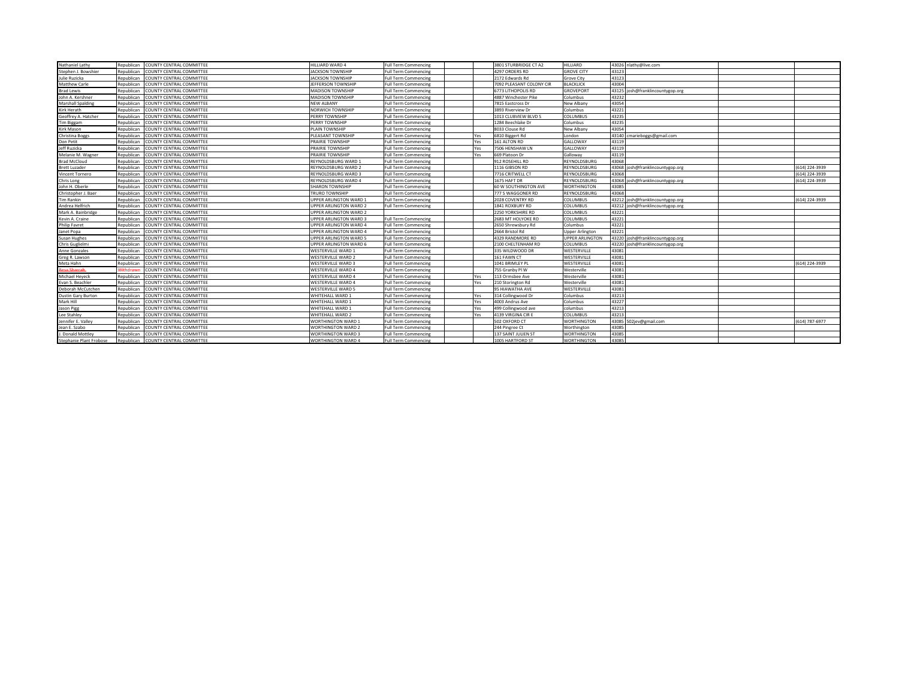| | | | | | | | | | | | | | |
|---|---|---|---|---|---|---|---|---|---|---|---|---|---|
| Nathaniel Lathy | Republican | COUNTY CENTRAL COMMITTEE | HILLIARD WARD 4 | Full Term Commencing | | | 3801 STURBRIDGE CT A2 | HILLIARD | 43026 | nlathy@live.com | | |
| Stephen J. Bowshier | Republican | COUNTY CENTRAL COMMITTEE | JACKSON TOWNSHIP | Full Term Commencing | | | 4297 ORDERS RD | GROVE CITY | 43123 | | | |
| Julie Ruzicka | Republican | COUNTY CENTRAL COMMITTEE | JACKSON TOWNSHIP | Full Term Commencing | | | 2172 Edwards Rd | Grove City | 43123 | | | |
| Matthew Carle | Republican | COUNTY CENTRAL COMMITTEE | JEFFERSON TOWNSHIP | Full Term Commencing | | | 7092 PLEASANT COLONY CIR | BLACKLICK | 43004 | | | |
| Brad Lewis | Republican | COUNTY CENTRAL COMMITTEE | MADISON TOWNSHIP | Full Term Commencing | | | 6773 LITHOPOLIS RD | GROVEPORT | 43125 | josh@franklincountygop.org | | |
| John A. Kershner | Republican | COUNTY CENTRAL COMMITTEE | MADISON TOWNSHIP | Full Term Commencing | | | 4887 Winchester Pike | Columbus | 43232 | | | |
| Marshall Spalding | Republican | COUNTY CENTRAL COMMITTEE | NEW ALBANY | Full Term Commencing | | | 7815 Eastcross Dr | New Albany | 43054 | | | |
| Kirk Herath | Republican | COUNTY CENTRAL COMMITTEE | NORWICH TOWNSHIP | Full Term Commencing | | | 3893 Riverview Dr | Columbus | 43221 | | | |
| Geoffrey A. Hatcher | Republican | COUNTY CENTRAL COMMITTEE | PERRY TOWNSHIP | Full Term Commencing | | | 1013 CLUBVIEW BLVD S | COLUMBUS | 43235 | | | |
| Tim Biggam | Republican | COUNTY CENTRAL COMMITTEE | PERRY TOWNSHIP | Full Term Commencing | | | 1284 Beechlake Dr | Columbus | 43235 | | | |
| Kirk Mason | Republican | COUNTY CENTRAL COMMITTEE | PLAIN TOWNSHIP | Full Term Commencing | | | 8033 Clouse Rd | New Albany | 43054 | | | |
| Christina Boggs | Republican | COUNTY CENTRAL COMMITTEE | PLEASANT TOWNSHIP | Full Term Commencing | | Yes | 6810 Biggert Rd | London | 43140 | cmarieboggs@gmail.com | | |
| Don Petit | Republican | COUNTY CENTRAL COMMITTEE | PRAIRIE TOWNSHIP | Full Term Commencing | | Yes | 161 ALTON RD | GALLOWAY | 43119 | | | |
| Jeff Ruzicka | Republican | COUNTY CENTRAL COMMITTEE | PRAIRIE TOWNSHIP | Full Term Commencing | | Yes | 7506 HENSHAW LN | GALLOWAY | 43119 | | | |
| Melanie M. Wagner | Republican | COUNTY CENTRAL COMMITTEE | PRAIRIE TOWNSHIP | Full Term Commencing | | Yes | 669 Platoon Dr | Galloway | 43119 | | | |
| Brad McCloud | Republican | COUNTY CENTRAL COMMITTEE | REYNOLDSBURG WARD 1 | Full Term Commencing | | | 912 ROSEHILL RD | REYNOLDSBURG | 43068 | | | |
| Brett Luzader | Republican | COUNTY CENTRAL COMMITTEE | REYNOLDSBURG WARD 2 | Full Term Commencing | | | 1116 GIBSON RD | REYNOLDSBURG | 43068 | josh@franklincountygop.org | | (614) 224-3939 |
| Vincent Tornero | Republican | COUNTY CENTRAL COMMITTEE | REYNOLDSBURG WARD 3 | Full Term Commencing | | | 7716 CRITWELL CT | REYNOLDSBURG | 43068 | | | (614) 224-3939 |
| Chris Long | Republican | COUNTY CENTRAL COMMITTEE | REYNOLDSBURG WARD 4 | Full Term Commencing | | | 1675 HAFT DR | REYNOLDSBURG | 43068 | josh@franklincountygop.org | | (614) 224-3939 |
| John H. Oberle | Republican | COUNTY CENTRAL COMMITTEE | SHARON TOWNSHIP | Full Term Commencing | | | 60 W SOUTHINGTON AVE | WORTHINGTON | 43085 | | | |
| Christopher J. Baer | Republican | COUNTY CENTRAL COMMITTEE | TRURO TOWNSHIP | Full Term Commencing | | | 777 S WAGGONER RD | REYNOLDSBURG | 43068 | | | |
| Tim Rankin | Republican | COUNTY CENTRAL COMMITTEE | UPPER ARLINGTON WARD 1 | Full Term Commencing | | | 2028 COVENTRY RD | COLUMBUS | 43212 | josh@franklincountygop.org | | (614) 224-3939 |
| Andrea Helfrich | Republican | COUNTY CENTRAL COMMITTEE | UPPER ARLINGTON WARD 2 | Full Term Commencing | | | 1841 ROXBURY RD | COLUMBUS | 43212 | josh@franklincountygop.org | | |
| Mark A. Bainbridge | Republican | COUNTY CENTRAL COMMITTEE | UPPER ARLINGTON WARD 2 | | | | 2250 YORKSHIRE RD | COLUMBUS | 43221 | | | |
| Kevin A. Craine | Republican | COUNTY CENTRAL COMMITTEE | UPPER ARLINGTON WARD 3 | Full Term Commencing | | | 2683 MT HOLYOKE RD | COLUMBUS | 43221 | | | |
| Philip Favret | Republican | COUNTY CENTRAL COMMITTEE | UPPER ARLINGTON WARD 4 | Full Term Commencing | | | 2650 Shrewsbury Rd | Columbus | 43221 | | | |
| Janet Popa | Republican | COUNTY CENTRAL COMMITTEE | UPPER ARLINGTON WARD 4 | Full Term Commencing | | | 2664 Bristol Rd | Upper Arlington | 43221 | | | |
| Susan Hughes | Republican | COUNTY CENTRAL COMMITTEE | UPPER ARLINGTON WARD 5 | Full Term Commencing | | | 4329 RANDMORE RD | UPPER ARLINGTON | 43220 | josh@franklincountygop.org | | |
| Chris Guglielmi | Republican | COUNTY CENTRAL COMMITTEE | UPPER ARLINGTON WARD 6 | Full Term Commencing | | | 2100 CHELTENHAM RD | COLUMBUS | 43220 | josh@franklincountygop.org | | |
| Anne Gonzales | Republican | COUNTY CENTRAL COMMITTEE | WESTERVILLE WARD 1 | Full Term Commencing | | | 335 WILDWOOD DR | WESTERVILLE | 43081 | | | |
| Greg R. Lawson | Republican | COUNTY CENTRAL COMMITTEE | WESTERVILLE WARD 2 | Full Term Commencing | | | 161 FAWN CT | WESTERVILLE | 43081 | | | |
| Meta Hahn | Republican | COUNTY CENTRAL COMMITTEE | WESTERVILLE WARD 3 | Full Term Commencing | | | 1041 BRIMLEY PL | WESTERVILLE | 43081 | | | (614) 224-3939 |
| ~~Beca Sharrah~~ | Withdrawn | COUNTY CENTRAL COMMITTEE | WESTERVILLE WARD 4 | Full Term Commencing | | | 755 Granby Pl W | Westerville | 43081 | | | |
| Michael Heyeck | Republican | COUNTY CENTRAL COMMITTEE | WESTERVILLE WARD 4 | Full Term Commencing | | Yes | 113 Ormsbee Ave | Westerville | 43081 | | | |
| Evan S. Beachler | Republican | COUNTY CENTRAL COMMITTEE | WESTERVILLE WARD 4 | Full Term Commencing | | Yes | 210 Storington Rd | Westerville | 43081 | | | |
| Deborah McCutchen | Republican | COUNTY CENTRAL COMMITTEE | WESTERVILLE WARD 5 | Full Term Commencing | | | 95 HIAWATHA AVE | WESTERVILLE | 43081 | | | |
| Dustin Gary Burton | Republican | COUNTY CENTRAL COMMITTEE | WHITEHALL WARD 1 | Full Term Commencing | | Yes | 314 Collingwood Dr | Columbus | 43213 | | | |
| Mark Hill | Republican | COUNTY CENTRAL COMMITTEE | WHITEHALL WARD 1 | Full Term Commencing | | Yes | 4003 Andrus Ave | Columbus | 43227 | | | |
| Jason Pigg | Republican | COUNTY CENTRAL COMMITTEE | WHITEHALL WARD 1 | Full Term Commencing | | Yes | 499 Collingwood ave | columbus | 43213 | | | |
| Lee Stahley | Republican | COUNTY CENTRAL COMMITTEE | WHITEHALL WARD 2 | Full Term Commencing | | Yes | 4139 VIRGINA CIR E | COLUMBUS | 43213 | | | |
| Jennifer E. Valley | Republican | COUNTY CENTRAL COMMITTEE | WORTHINGTON WARD 1 | Full Term Commencing | | | 502 OXFORD CT | WORTHINGTON | 43085 | 502jev@gmail.com | | (614) 787-6977 |
| Jean E. Szabo | Republican | COUNTY CENTRAL COMMITTEE | WORTHINGTON WARD 2 | Full Term Commencing | | | 244 Pingree Ct | Worthington | 43085 | | | |
| J. Donald Mottley | Republican | COUNTY CENTRAL COMMITTEE | WORTHINGTON WARD 3 | Full Term Commencing | | | 137 SAINT JULIEN ST | WORTHINGTON | 43085 | | | |
| Stephanie Plant Frobose | Republican | COUNTY CENTRAL COMMITTEE | WORTHINGTON WARD 4 | Full Term Commencing | | | 1005 HARTFORD ST | WORTHINGTON | 43085 | | | |